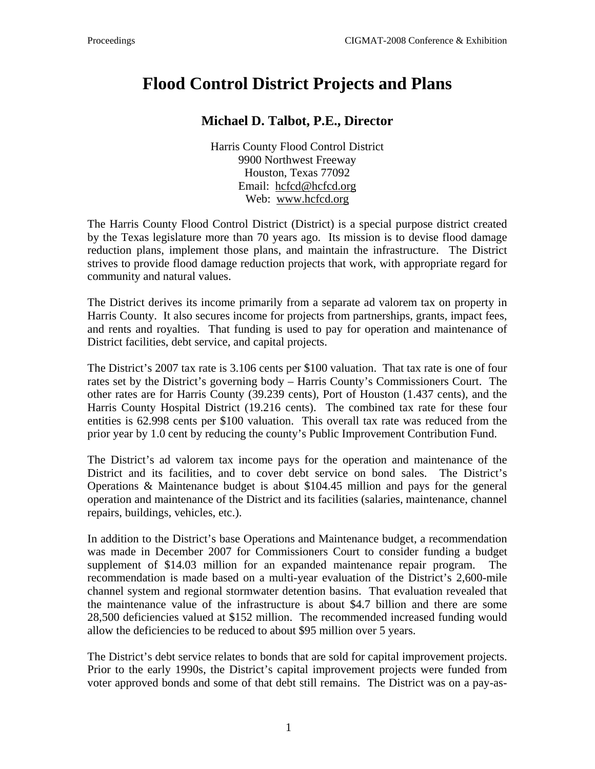# Flood Control District Projects and Plans

## Michael D. Talbot, P.E., Director

Harris County Flood Control District
9900 Northwest Freeway
Houston, Texas 77092
Email: hcfcd@hcfcd.org
Web: www.hcfcd.org

The Harris County Flood Control District (District) is a special purpose district created by the Texas legislature more than 70 years ago. Its mission is to devise flood damage reduction plans, implement those plans, and maintain the infrastructure. The District strives to provide flood damage reduction projects that work, with appropriate regard for community and natural values.

The District derives its income primarily from a separate ad valorem tax on property in Harris County. It also secures income for projects from partnerships, grants, impact fees, and rents and royalties. That funding is used to pay for operation and maintenance of District facilities, debt service, and capital projects.

The District's 2007 tax rate is 3.106 cents per $100 valuation. That tax rate is one of four rates set by the District's governing body – Harris County's Commissioners Court. The other rates are for Harris County (39.239 cents), Port of Houston (1.437 cents), and the Harris County Hospital District (19.216 cents). The combined tax rate for these four entities is 62.998 cents per $100 valuation. This overall tax rate was reduced from the prior year by 1.0 cent by reducing the county's Public Improvement Contribution Fund.

The District's ad valorem tax income pays for the operation and maintenance of the District and its facilities, and to cover debt service on bond sales. The District's Operations & Maintenance budget is about $104.45 million and pays for the general operation and maintenance of the District and its facilities (salaries, maintenance, channel repairs, buildings, vehicles, etc.).

In addition to the District's base Operations and Maintenance budget, a recommendation was made in December 2007 for Commissioners Court to consider funding a budget supplement of $14.03 million for an expanded maintenance repair program. The recommendation is made based on a multi-year evaluation of the District's 2,600-mile channel system and regional stormwater detention basins. That evaluation revealed that the maintenance value of the infrastructure is about $4.7 billion and there are some 28,500 deficiencies valued at $152 million. The recommended increased funding would allow the deficiencies to be reduced to about $95 million over 5 years.

The District's debt service relates to bonds that are sold for capital improvement projects. Prior to the early 1990s, the District's capital improvement projects were funded from voter approved bonds and some of that debt still remains. The District was on a pay-as-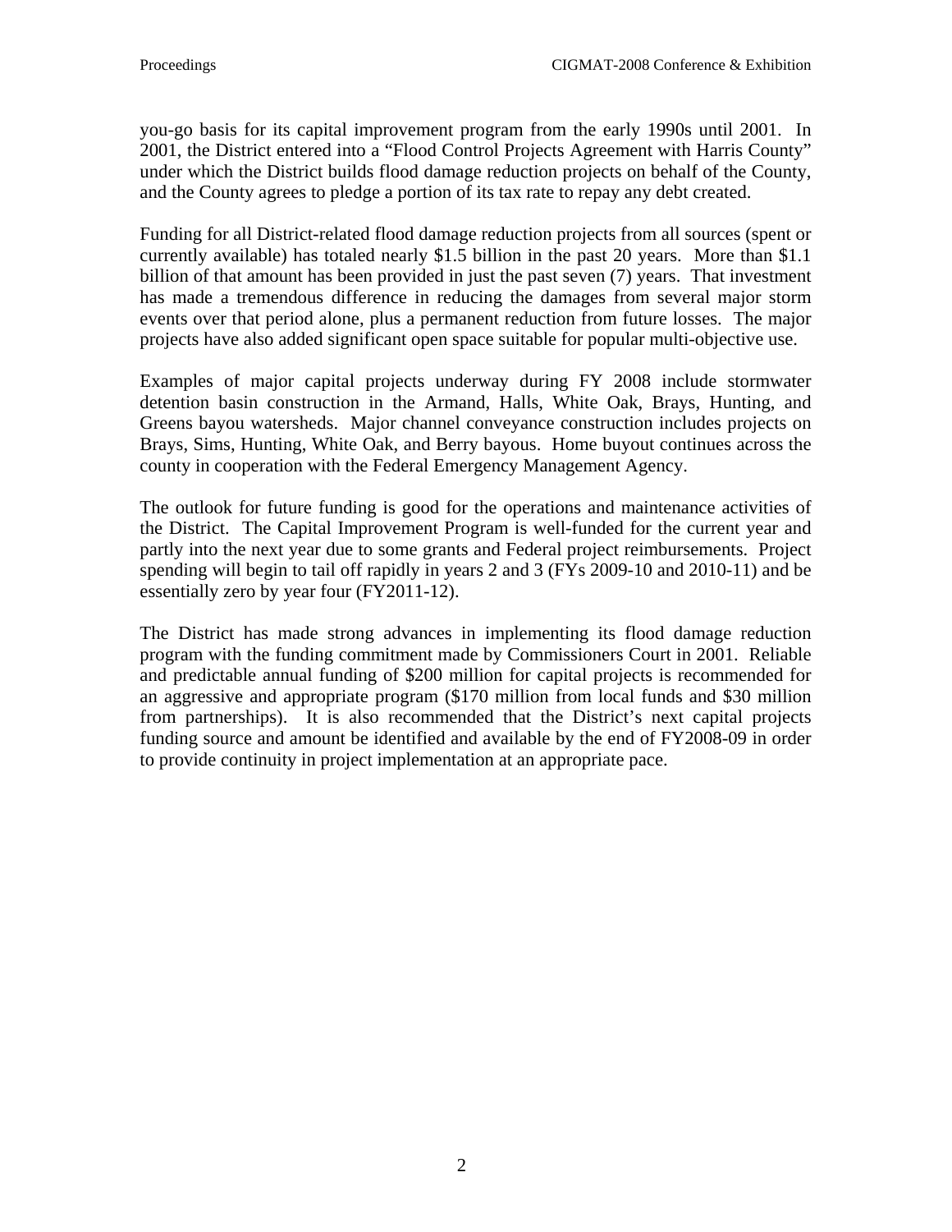you-go basis for its capital improvement program from the early 1990s until 2001. In 2001, the District entered into a "Flood Control Projects Agreement with Harris County" under which the District builds flood damage reduction projects on behalf of the County, and the County agrees to pledge a portion of its tax rate to repay any debt created.

Funding for all District-related flood damage reduction projects from all sources (spent or currently available) has totaled nearly $1.5 billion in the past 20 years. More than $1.1 billion of that amount has been provided in just the past seven (7) years. That investment has made a tremendous difference in reducing the damages from several major storm events over that period alone, plus a permanent reduction from future losses. The major projects have also added significant open space suitable for popular multi-objective use.

Examples of major capital projects underway during FY 2008 include stormwater detention basin construction in the Armand, Halls, White Oak, Brays, Hunting, and Greens bayou watersheds. Major channel conveyance construction includes projects on Brays, Sims, Hunting, White Oak, and Berry bayous. Home buyout continues across the county in cooperation with the Federal Emergency Management Agency.

The outlook for future funding is good for the operations and maintenance activities of the District. The Capital Improvement Program is well-funded for the current year and partly into the next year due to some grants and Federal project reimbursements. Project spending will begin to tail off rapidly in years 2 and 3 (FYs 2009-10 and 2010-11) and be essentially zero by year four (FY2011-12).

The District has made strong advances in implementing its flood damage reduction program with the funding commitment made by Commissioners Court in 2001. Reliable and predictable annual funding of $200 million for capital projects is recommended for an aggressive and appropriate program ($170 million from local funds and $30 million from partnerships). It is also recommended that the District's next capital projects funding source and amount be identified and available by the end of FY2008-09 in order to provide continuity in project implementation at an appropriate pace.